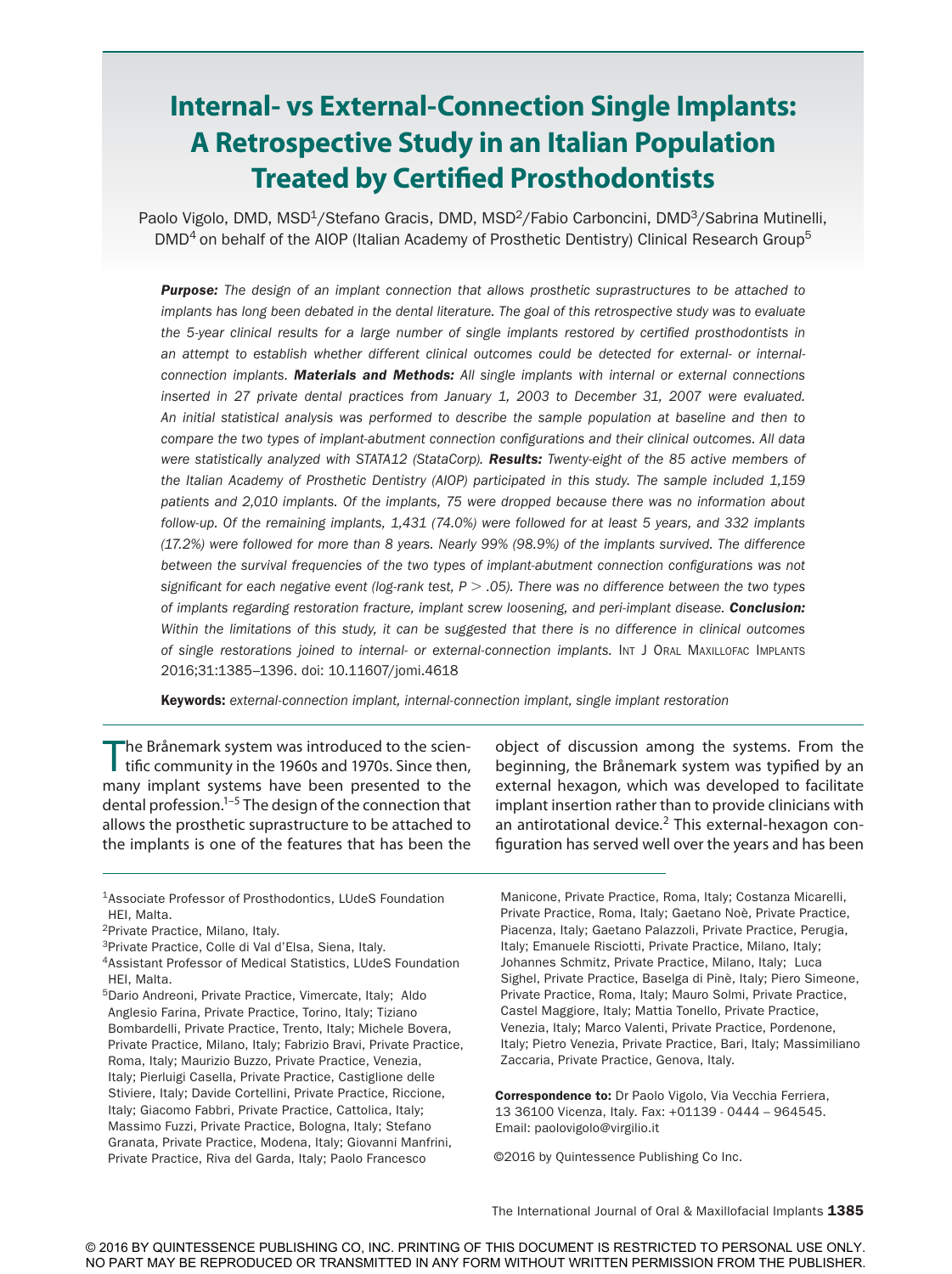# Internal- vs External-Connection Single Implants: A Retrospective Study in an Italian Population Treated by Certified Prosthodontists

Paolo Vigolo, DMD, MSD[1]/Stefano Gracis, DMD, MSD[2]/Fabio Carboncini, DMD[3]/Sabrina Mutinelli, DMD[4] on behalf of the AIOP (Italian Academy of Prosthetic Dentistry) Clinical Research Group[5]

***Purpose:*** *The design of an implant connection that allows prosthetic suprastructures to be attached to implants has long been debated in the dental literature. The goal of this retrospective study was to evaluate the 5-year clinical results for a large number of single implants restored by certified prosthodontists in an attempt to establish whether different clinical outcomes could be detected for external- or internal-connection implants.* ***Materials and Methods:*** *All single implants with internal or external connections inserted in 27 private dental practices from January 1, 2003 to December 31, 2007 were evaluated. An initial statistical analysis was performed to describe the sample population at baseline and then to compare the two types of implant-abutment connection configurations and their clinical outcomes. All data were statistically analyzed with STATA12 (StataCorp).* ***Results:*** *Twenty-eight of the 85 active members of the Italian Academy of Prosthetic Dentistry (AIOP) participated in this study. The sample included 1,159 patients and 2,010 implants. Of the implants, 75 were dropped because there was no information about follow-up. Of the remaining implants, 1,431 (74.0%) were followed for at least 5 years, and 332 implants (17.2%) were followed for more than 8 years. Nearly 99% (98.9%) of the implants survived. The difference between the survival frequencies of the two types of implant-abutment connection configurations was not significant for each negative event (log-rank test, $P > .05$). There was no difference between the two types of implants regarding restoration fracture, implant screw loosening, and peri-implant disease.* ***Conclusion:*** *Within the limitations of this study, it can be suggested that there is no difference in clinical outcomes of single restorations joined to internal- or external-connection implants.* Int J Oral Maxillofac Implants 2016;31:1385–1396. doi: 10.11607/jomi.4618

**Keywords:** *external-connection implant, internal-connection implant, single implant restoration*

The Brånemark system was introduced to the scientific community in the 1960s and 1970s. Since then, many implant systems have been presented to the dental profession.[1–5] The design of the connection that allows the prosthetic suprastructure to be attached to the implants is one of the features that has been the object of discussion among the systems. From the beginning, the Brånemark system was typified by an external hexagon, which was developed to facilitate implant insertion rather than to provide clinicians with an antirotational device.[2] This external-hexagon configuration has served well over the years and has been

---

[1]Associate Professor of Prosthodontics, LUdeS Foundation HEI, Malta.

[2]Private Practice, Milano, Italy.

[3]Private Practice, Colle di Val d'Elsa, Siena, Italy.

[4]Assistant Professor of Medical Statistics, LUdeS Foundation HEI, Malta.

[5]Dario Andreoni, Private Practice, Vimercate, Italy; Aldo Anglesio Farina, Private Practice, Torino, Italy; Tiziano Bombardelli, Private Practice, Trento, Italy; Michele Bovera, Private Practice, Milano, Italy; Fabrizio Bravi, Private Practice, Roma, Italy; Maurizio Buzzo, Private Practice, Venezia, Italy; Pierluigi Casella, Private Practice, Castiglione delle Stiviere, Italy; Davide Cortellini, Private Practice, Riccione, Italy; Giacomo Fabbri, Private Practice, Cattolica, Italy; Massimo Fuzzi, Private Practice, Bologna, Italy; Stefano Granata, Private Practice, Modena, Italy; Giovanni Manfrini, Private Practice, Riva del Garda, Italy; Paolo Francesco Manicone, Private Practice, Roma, Italy; Costanza Micarelli, Private Practice, Roma, Italy; Gaetano Noè, Private Practice, Piacenza, Italy; Gaetano Palazzoli, Private Practice, Perugia, Italy; Emanuele Risciotti, Private Practice, Milano, Italy; Johannes Schmitz, Private Practice, Milano, Italy; Luca Sighel, Private Practice, Baselga di Pinè, Italy; Piero Simeone, Private Practice, Roma, Italy; Mauro Solmi, Private Practice, Castel Maggiore, Italy; Mattia Tonello, Private Practice, Venezia, Italy; Marco Valenti, Private Practice, Pordenone, Italy; Pietro Venezia, Private Practice, Bari, Italy; Massimiliano Zaccaria, Private Practice, Genova, Italy.

**Correspondence to:** Dr Paolo Vigolo, Via Vecchia Ferriera, 13 36100 Vicenza, Italy. Fax: +01139 - 0444 – 964545. Email: paolovigolo@virgilio.it

©2016 by Quintessence Publishing Co Inc.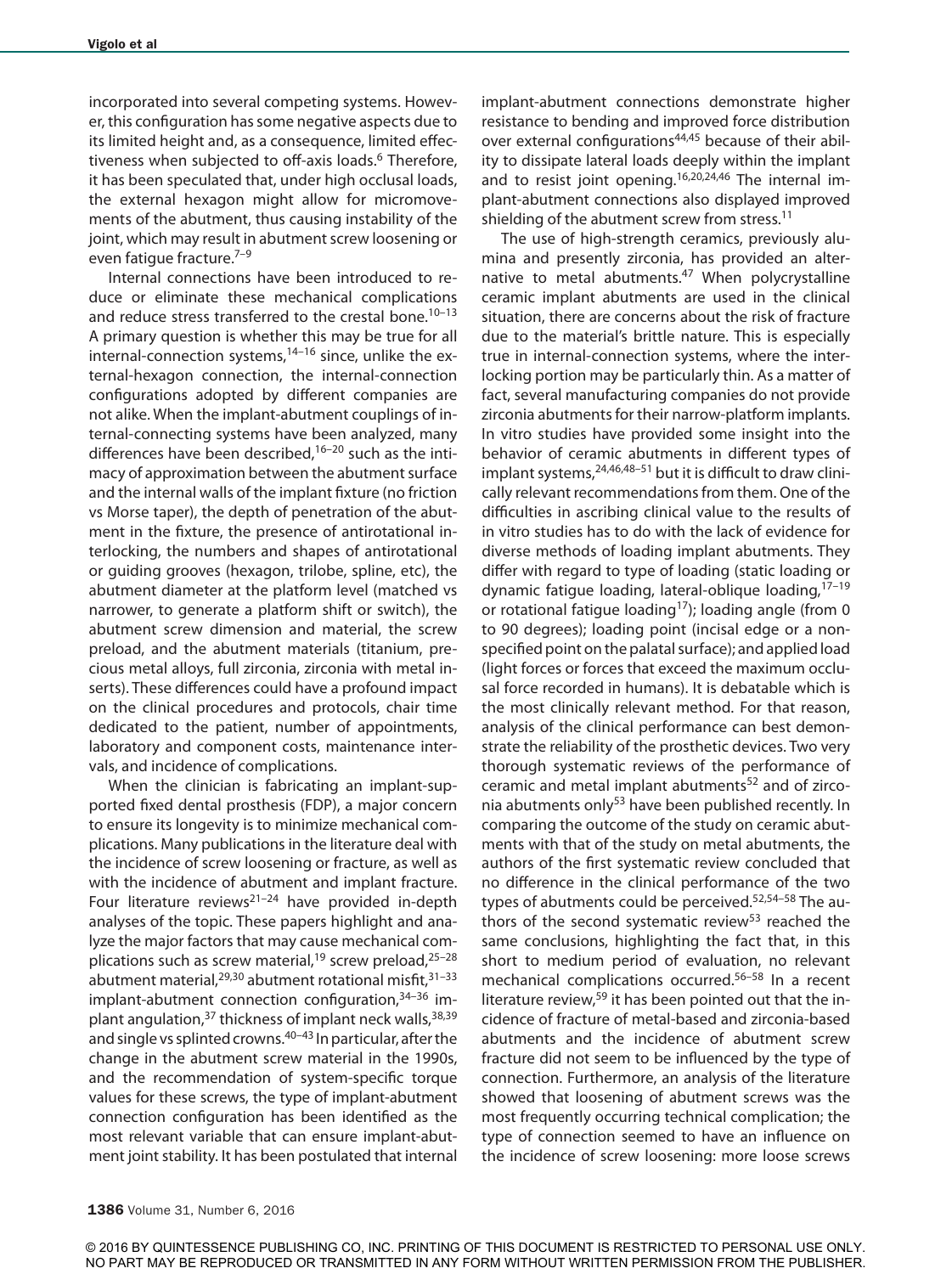incorporated into several competing systems. However, this configuration has some negative aspects due to its limited height and, as a consequence, limited effectiveness when subjected to off-axis loads.[6] Therefore, it has been speculated that, under high occlusal loads, the external hexagon might allow for micromovements of the abutment, thus causing instability of the joint, which may result in abutment screw loosening or even fatigue fracture.[7–9]

Internal connections have been introduced to reduce or eliminate these mechanical complications and reduce stress transferred to the crestal bone.[10–13] A primary question is whether this may be true for all internal-connection systems,[14–16] since, unlike the external-hexagon connection, the internal-connection configurations adopted by different companies are not alike. When the implant-abutment couplings of internal-connecting systems have been analyzed, many differences have been described,[16–20] such as the intimacy of approximation between the abutment surface and the internal walls of the implant fixture (no friction vs Morse taper), the depth of penetration of the abutment in the fixture, the presence of antirotational interlocking, the numbers and shapes of antirotational or guiding grooves (hexagon, trilobe, spline, etc), the abutment diameter at the platform level (matched vs narrower, to generate a platform shift or switch), the abutment screw dimension and material, the screw preload, and the abutment materials (titanium, precious metal alloys, full zirconia, zirconia with metal inserts). These differences could have a profound impact on the clinical procedures and protocols, chair time dedicated to the patient, number of appointments, laboratory and component costs, maintenance intervals, and incidence of complications.

When the clinician is fabricating an implant-supported fixed dental prosthesis (FDP), a major concern to ensure its longevity is to minimize mechanical complications. Many publications in the literature deal with the incidence of screw loosening or fracture, as well as with the incidence of abutment and implant fracture. Four literature reviews[21–24] have provided in-depth analyses of the topic. These papers highlight and analyze the major factors that may cause mechanical complications such as screw material,[19] screw preload,[25–28] abutment material,[29,30] abutment rotational misfit,[31–33] implant-abutment connection configuration,[34–36] implant angulation,[37] thickness of implant neck walls,[38,39] and single vs splinted crowns.[40–43] In particular, after the change in the abutment screw material in the 1990s, and the recommendation of system-specific torque values for these screws, the type of implant-abutment connection configuration has been identified as the most relevant variable that can ensure implant-abutment joint stability. It has been postulated that internal implant-abutment connections demonstrate higher resistance to bending and improved force distribution over external configurations[44,45] because of their ability to dissipate lateral loads deeply within the implant and to resist joint opening.[16,20,24,46] The internal implant-abutment connections also displayed improved shielding of the abutment screw from stress.[11]

The use of high-strength ceramics, previously alumina and presently zirconia, has provided an alternative to metal abutments.[47] When polycrystalline ceramic implant abutments are used in the clinical situation, there are concerns about the risk of fracture due to the material's brittle nature. This is especially true in internal-connection systems, where the interlocking portion may be particularly thin. As a matter of fact, several manufacturing companies do not provide zirconia abutments for their narrow-platform implants. In vitro studies have provided some insight into the behavior of ceramic abutments in different types of implant systems,[24,46,48–51] but it is difficult to draw clinically relevant recommendations from them. One of the difficulties in ascribing clinical value to the results of in vitro studies has to do with the lack of evidence for diverse methods of loading implant abutments. They differ with regard to type of loading (static loading or dynamic fatigue loading, lateral-oblique loading,[17–19] or rotational fatigue loading[17]); loading angle (from 0 to 90 degrees); loading point (incisal edge or a nonspecified point on the palatal surface); and applied load (light forces or forces that exceed the maximum occlusal force recorded in humans). It is debatable which is the most clinically relevant method. For that reason, analysis of the clinical performance can best demonstrate the reliability of the prosthetic devices. Two very thorough systematic reviews of the performance of ceramic and metal implant abutments[52] and of zirconia abutments only[53] have been published recently. In comparing the outcome of the study on ceramic abutments with that of the study on metal abutments, the authors of the first systematic review concluded that no difference in the clinical performance of the two types of abutments could be perceived.[52,54–58] The authors of the second systematic review[53] reached the same conclusions, highlighting the fact that, in this short to medium period of evaluation, no relevant mechanical complications occurred.[56–58] In a recent literature review,[59] it has been pointed out that the incidence of fracture of metal-based and zirconia-based abutments and the incidence of abutment screw fracture did not seem to be influenced by the type of connection. Furthermore, an analysis of the literature showed that loosening of abutment screws was the most frequently occurring technical complication; the type of connection seemed to have an influence on the incidence of screw loosening: more loose screws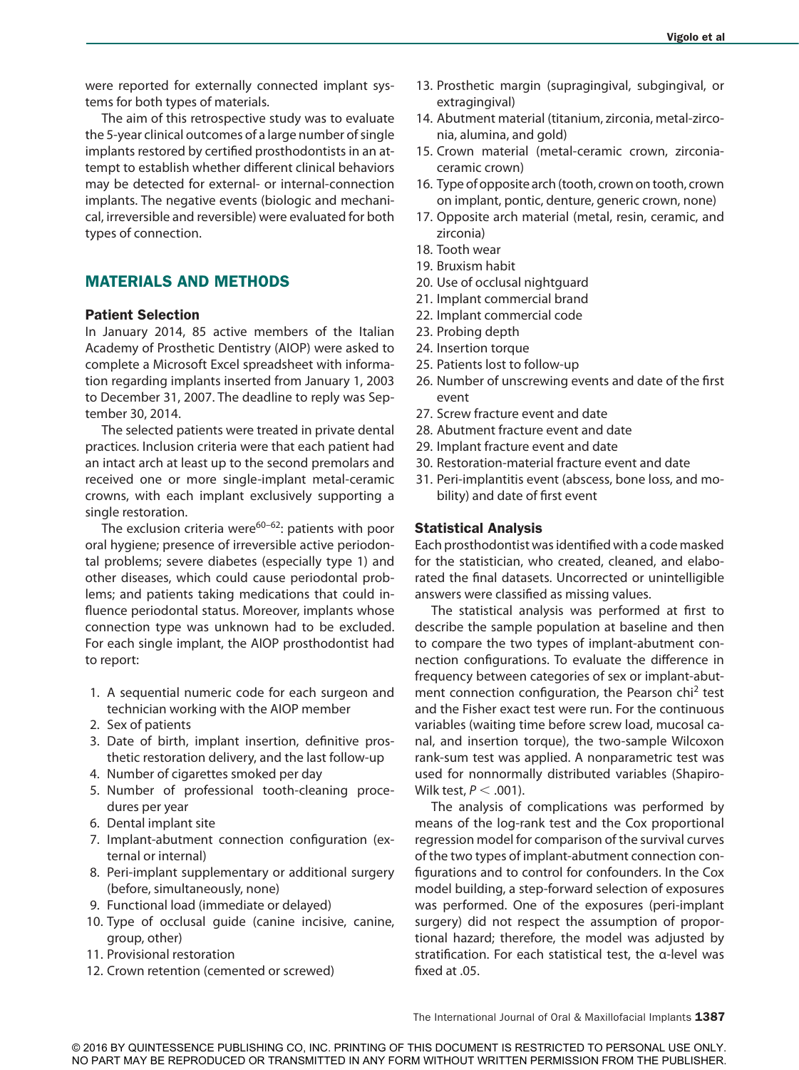were reported for externally connected implant systems for both types of materials.

The aim of this retrospective study was to evaluate the 5-year clinical outcomes of a large number of single implants restored by certified prosthodontists in an attempt to establish whether different clinical behaviors may be detected for external- or internal-connection implants. The negative events (biologic and mechanical, irreversible and reversible) were evaluated for both types of connection.

## MATERIALS AND METHODS

### Patient Selection

In January 2014, 85 active members of the Italian Academy of Prosthetic Dentistry (AIOP) were asked to complete a Microsoft Excel spreadsheet with information regarding implants inserted from January 1, 2003 to December 31, 2007. The deadline to reply was September 30, 2014.

The selected patients were treated in private dental practices. Inclusion criteria were that each patient had an intact arch at least up to the second premolars and received one or more single-implant metal-ceramic crowns, with each implant exclusively supporting a single restoration.

The exclusion criteria were[60–62]: patients with poor oral hygiene; presence of irreversible active periodontal problems; severe diabetes (especially type 1) and other diseases, which could cause periodontal problems; and patients taking medications that could influence periodontal status. Moreover, implants whose connection type was unknown had to be excluded. For each single implant, the AIOP prosthodontist had to report:

1. A sequential numeric code for each surgeon and technician working with the AIOP member
2. Sex of patients
3. Date of birth, implant insertion, definitive prosthetic restoration delivery, and the last follow-up
4. Number of cigarettes smoked per day
5. Number of professional tooth-cleaning procedures per year
6. Dental implant site
7. Implant-abutment connection configuration (external or internal)
8. Peri-implant supplementary or additional surgery (before, simultaneously, none)
9. Functional load (immediate or delayed)
10. Type of occlusal guide (canine incisive, canine, group, other)
11. Provisional restoration
12. Crown retention (cemented or screwed)
13. Prosthetic margin (supragingival, subgingival, or extragingival)
14. Abutment material (titanium, zirconia, metal-zirconia, alumina, and gold)
15. Crown material (metal-ceramic crown, zirconia-ceramic crown)
16. Type of opposite arch (tooth, crown on tooth, crown on implant, pontic, denture, generic crown, none)
17. Opposite arch material (metal, resin, ceramic, and zirconia)
18. Tooth wear
19. Bruxism habit
20. Use of occlusal nightguard
21. Implant commercial brand
22. Implant commercial code
23. Probing depth
24. Insertion torque
25. Patients lost to follow-up
26. Number of unscrewing events and date of the first event
27. Screw fracture event and date
28. Abutment fracture event and date
29. Implant fracture event and date
30. Restoration-material fracture event and date
31. Peri-implantitis event (abscess, bone loss, and mobility) and date of first event

### Statistical Analysis

Each prosthodontist was identified with a code masked for the statistician, who created, cleaned, and elaborated the final datasets. Uncorrected or unintelligible answers were classified as missing values.

The statistical analysis was performed at first to describe the sample population at baseline and then to compare the two types of implant-abutment connection configurations. To evaluate the difference in frequency between categories of sex or implant-abutment connection configuration, the Pearson $\chi^2$ test and the Fisher exact test were run. For the continuous variables (waiting time before screw load, mucosal canal, and insertion torque), the two-sample Wilcoxon rank-sum test was applied. A nonparametric test was used for nonnormally distributed variables (Shapiro-Wilk test, $P < .001$).

The analysis of complications was performed by means of the log-rank test and the Cox proportional regression model for comparison of the survival curves of the two types of implant-abutment connection configurations and to control for confounders. In the Cox model building, a step-forward selection of exposures was performed. One of the exposures (peri-implant surgery) did not respect the assumption of proportional hazard; therefore, the model was adjusted by stratification. For each statistical test, the α-level was fixed at .05.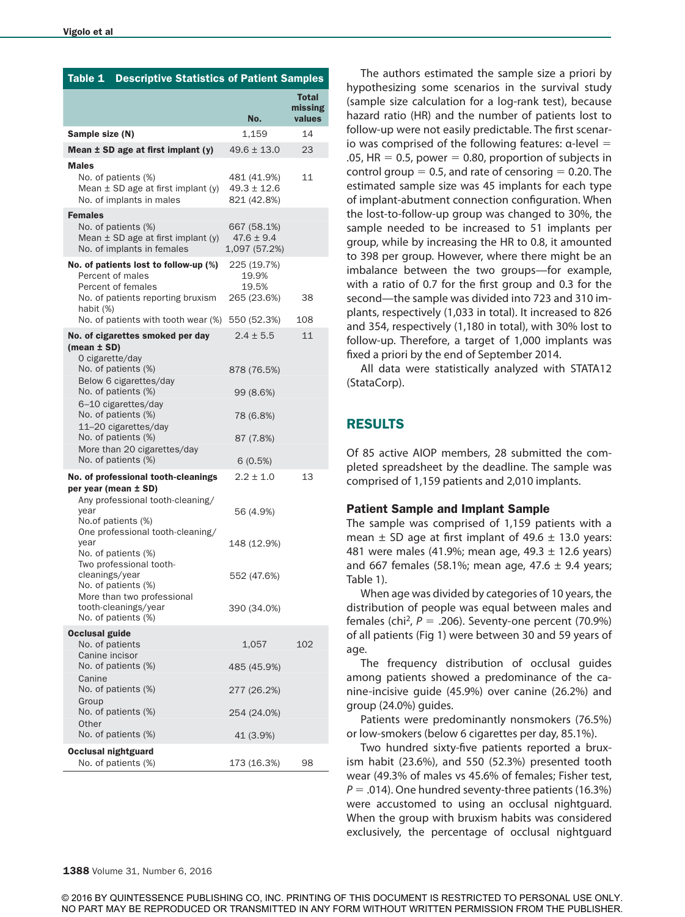**Table 1 Descriptive Statistics of Patient Samples**

| | No. | Total missing values |
|---|---|---|
| **Sample size (N)** | 1,159 | 14 |
| **Mean ± SD age at first implant (y)** | 49.6 ± 13.0 | 23 |
| **Males** | | |
| No. of patients (%) | 481 (41.9%) | 11 |
| Mean ± SD age at first implant (y) | 49.3 ± 12.6 | |
| No. of implants in males | 821 (42.8%) | |
| **Females** | | |
| No. of patients (%) | 667 (58.1%) | |
| Mean ± SD age at first implant (y) | 47.6 ± 9.4 | |
| No. of implants in females | 1,097 (57.2%) | |
| **No. of patients lost to follow-up (%)** | 225 (19.7%) | |
| Percent of males | 19.9% | |
| Percent of females | 19.5% | |
| No. of patients reporting bruxism habit (%) | 265 (23.6%) | 38 |
| No. of patients with tooth wear (%) | 550 (52.3%) | 108 |
| **No. of cigarettes smoked per day (mean ± SD)** | 2.4 ± 5.5 | 11 |
| 0 cigarette/day No. of patients (%) | 878 (76.5%) | |
| Below 6 cigarettes/day No. of patients (%) | 99 (8.6%) | |
| 6–10 cigarettes/day No. of patients (%) | 78 (6.8%) | |
| 11–20 cigarettes/day No. of patients (%) | 87 (7.8%) | |
| More than 20 cigarettes/day No. of patients (%) | 6 (0.5%) | |
| **No. of professional tooth-cleanings per year (mean ± SD)** | 2.2 ± 1.0 | 13 |
| Any professional tooth-cleaning/year No.of patients (%) | 56 (4.9%) | |
| One professional tooth-cleaning/year No. of patients (%) | 148 (12.9%) | |
| Two professional tooth-cleanings/year No. of patients (%) | 552 (47.6%) | |
| More than two professional tooth-cleanings/year No. of patients (%) | 390 (34.0%) | |
| **Occlusal guide** | | |
| No. of patients | 1,057 | 102 |
| Canine incisor No. of patients (%) | 485 (45.9%) | |
| Canine No. of patients (%) | 277 (26.2%) | |
| Group No. of patients (%) | 254 (24.0%) | |
| Other No. of patients (%) | 41 (3.9%) | |
| **Occlusal nightguard** | | |
| No. of patients (%) | 173 (16.3%) | 98 |

The authors estimated the sample size a priori by hypothesizing some scenarios in the survival study (sample size calculation for a log-rank test), because hazard ratio (HR) and the number of patients lost to follow-up were not easily predictable. The first scenario was comprised of the following features: α-level = .05, HR = 0.5, power = 0.80, proportion of subjects in control group = 0.5, and rate of censoring = 0.20. The estimated sample size was 45 implants for each type of implant-abutment connection configuration. When the lost-to-follow-up group was changed to 30%, the sample needed to be increased to 51 implants per group, while by increasing the HR to 0.8, it amounted to 398 per group. However, where there might be an imbalance between the two groups—for example, with a ratio of 0.7 for the first group and 0.3 for the second—the sample was divided into 723 and 310 implants, respectively (1,033 in total). It increased to 826 and 354, respectively (1,180 in total), with 30% lost to follow-up. Therefore, a target of 1,000 implants was fixed a priori by the end of September 2014.

All data were statistically analyzed with STATA12 (StataCorp).

## RESULTS

Of 85 active AIOP members, 28 submitted the completed spreadsheet by the deadline. The sample was comprised of 1,159 patients and 2,010 implants.

### Patient Sample and Implant Sample

The sample was comprised of 1,159 patients with a mean ± SD age at first implant of 49.6 ± 13.0 years: 481 were males (41.9%; mean age, 49.3 ± 12.6 years) and 667 females (58.1%; mean age, 47.6 ± 9.4 years; Table 1).

When age was divided by categories of 10 years, the distribution of people was equal between males and females (chi$^2$, $P$ = .206). Seventy-one percent (70.9%) of all patients (Fig 1) were between 30 and 59 years of age.

The frequency distribution of occlusal guides among patients showed a predominance of the canine-incisive guide (45.9%) over canine (26.2%) and group (24.0%) guides.

Patients were predominantly nonsmokers (76.5%) or low-smokers (below 6 cigarettes per day, 85.1%).

Two hundred sixty-five patients reported a bruxism habit (23.6%), and 550 (52.3%) presented tooth wear (49.3% of males vs 45.6% of females; Fisher test, $P$ = .014). One hundred seventy-three patients (16.3%) were accustomed to using an occlusal nightguard. When the group with bruxism habits was considered exclusively, the percentage of occlusal nightguard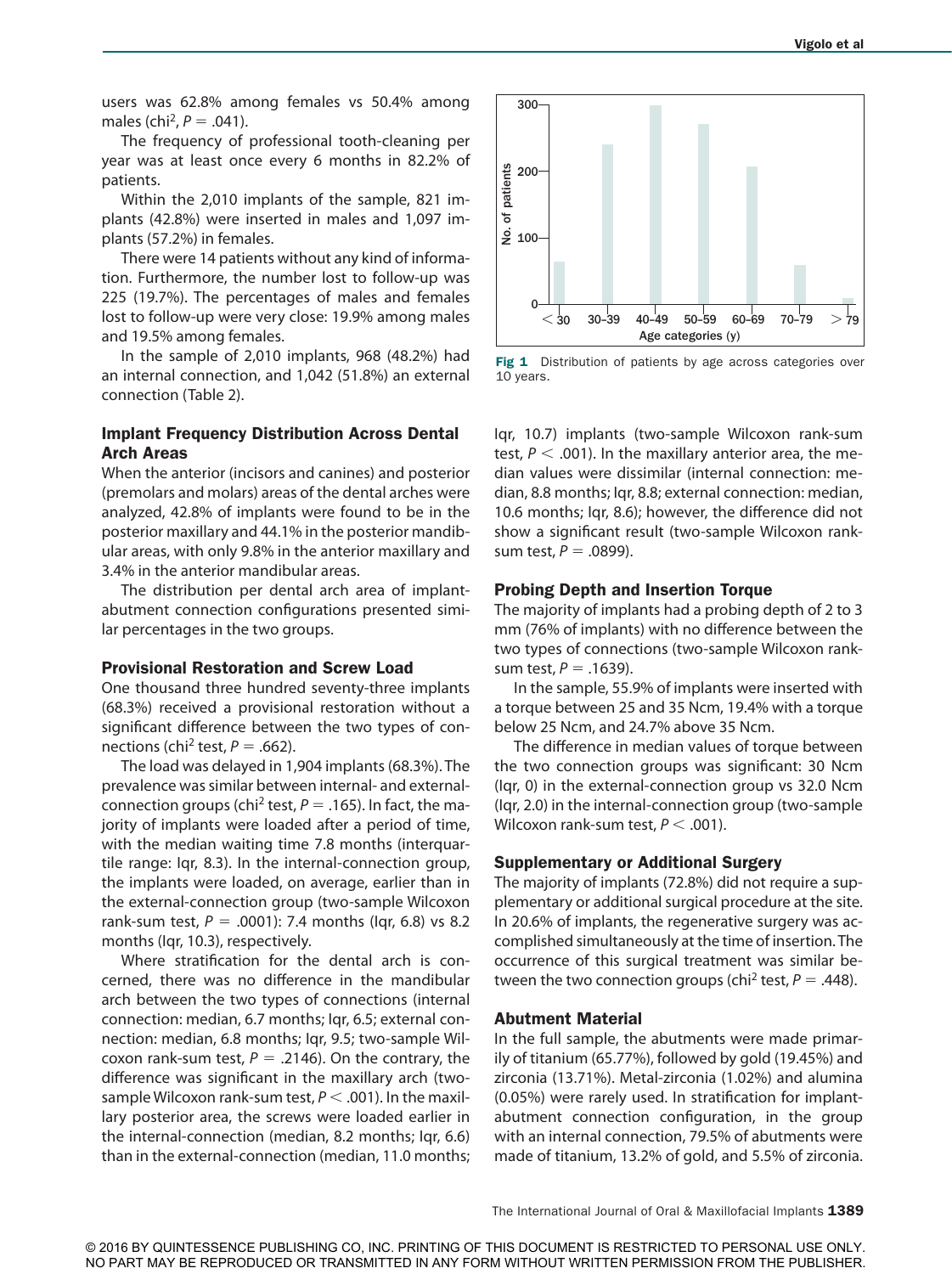users was 62.8% among females vs 50.4% among males (chi[2], $P = .041$).

The frequency of professional tooth-cleaning per year was at least once every 6 months in 82.2% of patients.

Within the 2,010 implants of the sample, 821 implants (42.8%) were inserted in males and 1,097 implants (57.2%) in females.

There were 14 patients without any kind of information. Furthermore, the number lost to follow-up was 225 (19.7%). The percentages of males and females lost to follow-up were very close: 19.9% among males and 19.5% among females.

In the sample of 2,010 implants, 968 (48.2%) had an internal connection, and 1,042 (51.8%) an external connection (Table 2).

300
200
100
0
No. of patients
< 30
30–39
40–49
50–59
60–69
70–79
> 79
Age categories (y)

**Fig 1** Distribution of patients by age across categories over 10 years.

### Implant Frequency Distribution Across Dental Arch Areas

When the anterior (incisors and canines) and posterior (premolars and molars) areas of the dental arches were analyzed, 42.8% of implants were found to be in the posterior maxillary and 44.1% in the posterior mandibular areas, with only 9.8% in the anterior maxillary and 3.4% in the anterior mandibular areas.

The distribution per dental arch area of implant-abutment connection configurations presented similar percentages in the two groups.

### Provisional Restoration and Screw Load

One thousand three hundred seventy-three implants (68.3%) received a provisional restoration without a significant difference between the two types of connections (chi[2] test, $P = .662$).

The load was delayed in 1,904 implants (68.3%). The prevalence was similar between internal- and external-connection groups (chi[2] test, $P = .165$). In fact, the majority of implants were loaded after a period of time, with the median waiting time 7.8 months (interquartile range: Iqr, 8.3). In the internal-connection group, the implants were loaded, on average, earlier than in the external-connection group (two-sample Wilcoxon rank-sum test, $P = .0001$): 7.4 months (Iqr, 6.8) vs 8.2 months (Iqr, 10.3), respectively.

Where stratification for the dental arch is concerned, there was no difference in the mandibular arch between the two types of connections (internal connection: median, 6.7 months; Iqr, 6.5; external connection: median, 6.8 months; Iqr, 9.5; two-sample Wilcoxon rank-sum test, $P = .2146$). On the contrary, the difference was significant in the maxillary arch (two-sample Wilcoxon rank-sum test, $P < .001$). In the maxillary posterior area, the screws were loaded earlier in the internal-connection (median, 8.2 months; Iqr, 6.6) than in the external-connection (median, 11.0 months; Iqr, 10.7) implants (two-sample Wilcoxon rank-sum test, $P < .001$). In the maxillary anterior area, the median values were dissimilar (internal connection: median, 8.8 months; Iqr, 8.8; external connection: median, 10.6 months; Iqr, 8.6); however, the difference did not show a significant result (two-sample Wilcoxon rank-sum test, $P = .0899$).

### Probing Depth and Insertion Torque

The majority of implants had a probing depth of 2 to 3 mm (76% of implants) with no difference between the two types of connections (two-sample Wilcoxon rank-sum test, $P = .1639$).

In the sample, 55.9% of implants were inserted with a torque between 25 and 35 Ncm, 19.4% with a torque below 25 Ncm, and 24.7% above 35 Ncm.

The difference in median values of torque between the two connection groups was significant: 30 Ncm (Iqr, 0) in the external-connection group vs 32.0 Ncm (Iqr, 2.0) in the internal-connection group (two-sample Wilcoxon rank-sum test, $P < .001$).

### Supplementary or Additional Surgery

The majority of implants (72.8%) did not require a supplementary or additional surgical procedure at the site. In 20.6% of implants, the regenerative surgery was accomplished simultaneously at the time of insertion. The occurrence of this surgical treatment was similar between the two connection groups (chi[2] test, $P = .448$).

### Abutment Material

In the full sample, the abutments were made primarily of titanium (65.77%), followed by gold (19.45%) and zirconia (13.71%). Metal-zirconia (1.02%) and alumina (0.05%) were rarely used. In stratification for implant-abutment connection configuration, in the group with an internal connection, 79.5% of abutments were made of titanium, 13.2% of gold, and 5.5% of zirconia.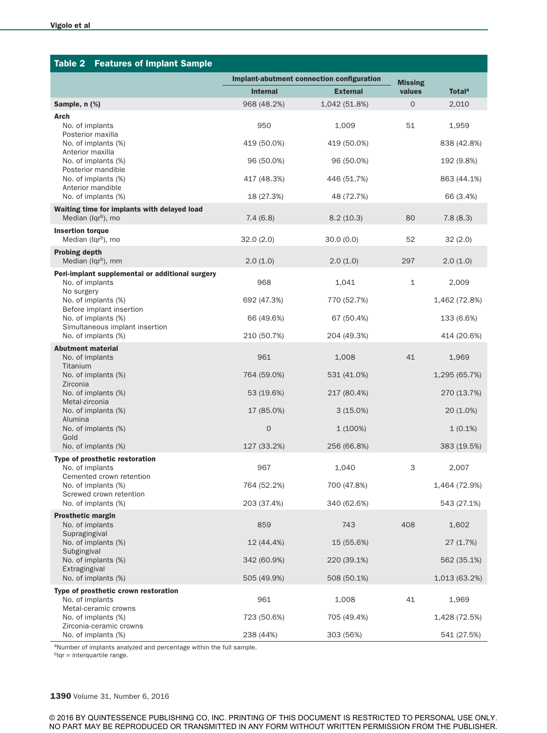**Table 2 Features of Implant Sample**

| | Implant-abutment connection configuration | | Missing values | Total[a] |
|---|---|---|---|---|
| | Internal | External | | |
| **Sample, n (%)** | 968 (48.2%) | 1,042 (51.8%) | 0 | 2,010 |
| **Arch** | | | | |
| No. of implants | 950 | 1,009 | 51 | 1,959 |
| Posterior maxilla | | | | |
| No. of implants (%) | 419 (50.0%) | 419 (50.0%) | | 838 (42.8%) |
| Anterior maxilla | | | | |
| No. of implants (%) | 96 (50.0%) | 96 (50.0%) | | 192 (9.8%) |
| Posterior mandible | | | | |
| No. of implants (%) | 417 (48.3%) | 446 (51.7%) | | 863 (44.1%) |
| Anterior mandible | | | | |
| No. of implants (%) | 18 (27.3%) | 48 (72.7%) | | 66 (3.4%) |
| **Waiting time for implants with delayed load** | | | | |
| Median (Iqr[b]), mo | 7.4 (6.8) | 8.2 (10.3) | 80 | 7.8 (8.3) |
| **Insertion torque** | | | | |
| Median (Iqr[b]), mo | 32.0 (2.0) | 30.0 (0.0) | 52 | 32 (2.0) |
| **Probing depth** | | | | |
| Median (Iqr[b]), mm | 2.0 (1.0) | 2.0 (1.0) | 297 | 2.0 (1.0) |
| **Peri-implant supplemental or additional surgery** | | | | |
| No. of implants | 968 | 1,041 | 1 | 2,009 |
| No surgery | | | | |
| No. of implants (%) | 692 (47.3%) | 770 (52.7%) | | 1,462 (72.8%) |
| Before implant insertion | | | | |
| No. of implants (%) | 66 (49.6%) | 67 (50.4%) | | 133 (6.6%) |
| Simultaneous implant insertion | | | | |
| No. of implants (%) | 210 (50.7%) | 204 (49.3%) | | 414 (20.6%) |
| **Abutment material** | | | | |
| No. of implants | 961 | 1,008 | 41 | 1,969 |
| Titanium | | | | |
| No. of implants (%) | 764 (59.0%) | 531 (41.0%) | | 1,295 (65.7%) |
| Zirconia | | | | |
| No. of implants (%) | 53 (19.6%) | 217 (80.4%) | | 270 (13.7%) |
| Metal-zirconia | | | | |
| No. of implants (%) | 17 (85.0%) | 3 (15.0%) | | 20 (1.0%) |
| Alumina | | | | |
| No. of implants (%) | 0 | 1 (100%) | | 1 (0.1%) |
| Gold | | | | |
| No. of implants (%) | 127 (33.2%) | 256 (66.8%) | | 383 (19.5%) |
| **Type of prosthetic restoration** | | | | |
| No. of implants | 967 | 1,040 | 3 | 2,007 |
| Cemented crown retention | | | | |
| No. of implants (%) | 764 (52.2%) | 700 (47.8%) | | 1,464 (72.9%) |
| Screwed crown retention | | | | |
| No. of implants (%) | 203 (37.4%) | 340 (62.6%) | | 543 (27.1%) |
| **Prosthetic margin** | | | | |
| No. of implants | 859 | 743 | 408 | 1,602 |
| Supragingival | | | | |
| No. of implants (%) | 12 (44.4%) | 15 (55.6%) | | 27 (1.7%) |
| Subgingival | | | | |
| No. of implants (%) | 342 (60.9%) | 220 (39.1%) | | 562 (35.1%) |
| Extragingival | | | | |
| No. of implants (%) | 505 (49.9%) | 508 (50.1%) | | 1,013 (63.2%) |
| **Type of prosthetic crown restoration** | | | | |
| No. of implants | 961 | 1,008 | 41 | 1,969 |
| Metal-ceramic crowns | | | | |
| No. of implants (%) | 723 (50.6%) | 705 (49.4%) | | 1,428 (72.5%) |
| Zirconia-ceramic crowns | | | | |
| No. of implants (%) | 238 (44%) | 303 (56%) | | 541 (27.5%) |

[a]Number of implants analyzed and percentage within the full sample.
[b]Iqr = interquartile range.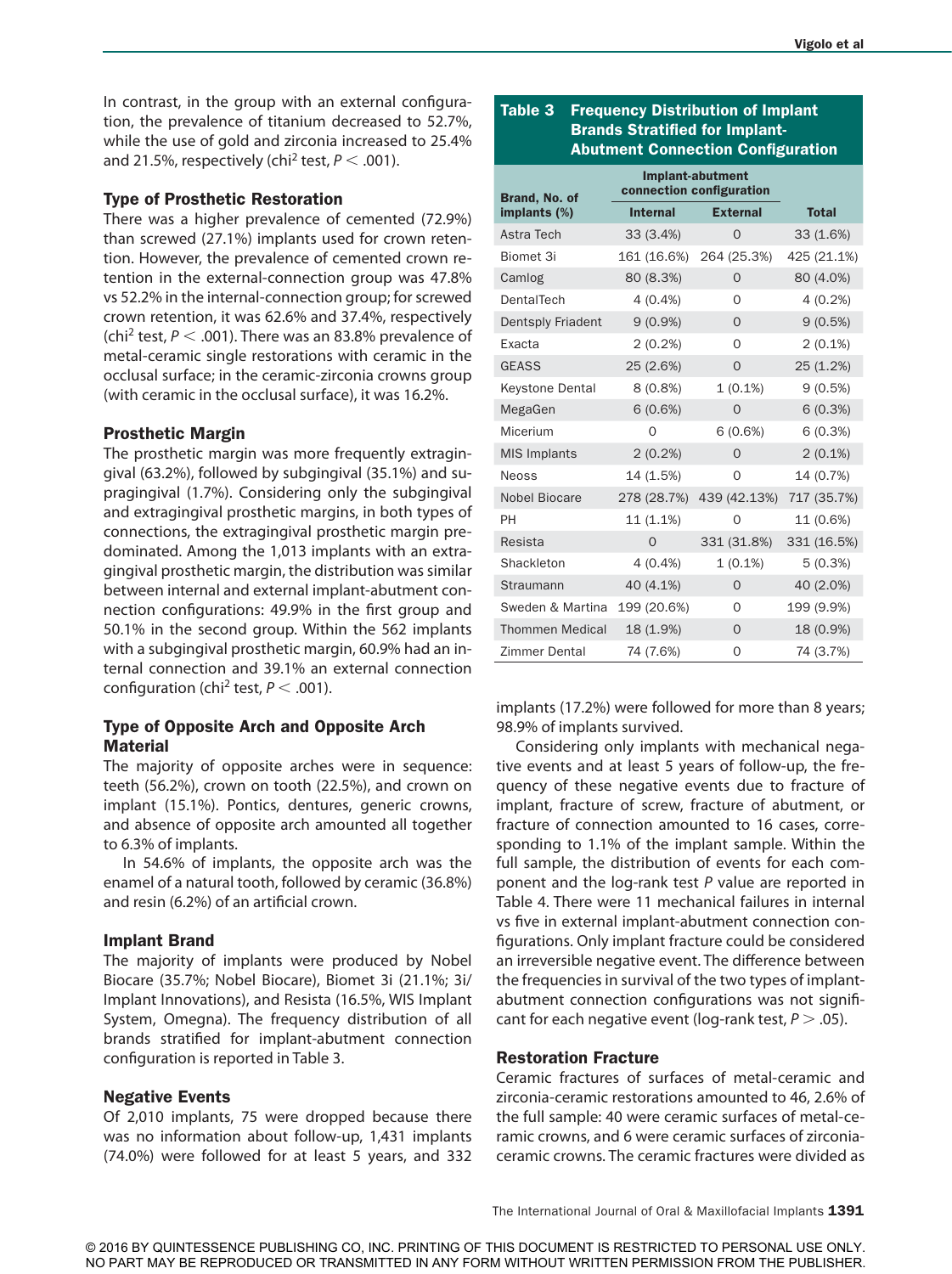In contrast, in the group with an external configuration, the prevalence of titanium decreased to 52.7%, while the use of gold and zirconia increased to 25.4% and 21.5%, respectively (chi$^2$ test, $P < .001$).

### Type of Prosthetic Restoration

There was a higher prevalence of cemented (72.9%) than screwed (27.1%) implants used for crown retention. However, the prevalence of cemented crown retention in the external-connection group was 47.8% vs 52.2% in the internal-connection group; for screwed crown retention, it was 62.6% and 37.4%, respectively (chi$^2$ test, $P < .001$). There was an 83.8% prevalence of metal-ceramic single restorations with ceramic in the occlusal surface; in the ceramic-zirconia crowns group (with ceramic in the occlusal surface), it was 16.2%.

### Prosthetic Margin

The prosthetic margin was more frequently extragingival (63.2%), followed by subgingival (35.1%) and supragingival (1.7%). Considering only the subgingival and extragingival prosthetic margins, in both types of connections, the extragingival prosthetic margin predominated. Among the 1,013 implants with an extragingival prosthetic margin, the distribution was similar between internal and external implant-abutment connection configurations: 49.9% in the first group and 50.1% in the second group. Within the 562 implants with a subgingival prosthetic margin, 60.9% had an internal connection and 39.1% an external connection configuration (chi$^2$ test, $P < .001$).

### Type of Opposite Arch and Opposite Arch Material

The majority of opposite arches were in sequence: teeth (56.2%), crown on tooth (22.5%), and crown on implant (15.1%). Pontics, dentures, generic crowns, and absence of opposite arch amounted all together to 6.3% of implants.

In 54.6% of implants, the opposite arch was the enamel of a natural tooth, followed by ceramic (36.8%) and resin (6.2%) of an artificial crown.

### Implant Brand

The majority of implants were produced by Nobel Biocare (35.7%; Nobel Biocare), Biomet 3i (21.1%; 3i/Implant Innovations), and Resista (16.5%, WIS Implant System, Omegna). The frequency distribution of all brands stratified for implant-abutment connection configuration is reported in Table 3.

### Negative Events

Of 2,010 implants, 75 were dropped because there was no information about follow-up, 1,431 implants (74.0%) were followed for at least 5 years, and 332 implants (17.2%) were followed for more than 8 years; 98.9% of implants survived.

Considering only implants with mechanical negative events and at least 5 years of follow-up, the frequency of these negative events due to fracture of implant, fracture of screw, fracture of abutment, or fracture of connection amounted to 16 cases, corresponding to 1.1% of the implant sample. Within the full sample, the distribution of events for each component and the log-rank test $P$ value are reported in Table 4. There were 11 mechanical failures in internal vs five in external implant-abutment connection configurations. Only implant fracture could be considered an irreversible negative event. The difference between the frequencies in survival of the two types of implant-abutment connection configurations was not significant for each negative event (log-rank test, $P > .05$).

**Table 3 Frequency Distribution of Implant Brands Stratified for Implant-Abutment Connection Configuration**

| Brand, No. of implants (%) | Implant-abutment connection configuration | | |
|---|---|---|---|
| | Internal | External | Total |
| Astra Tech | 33 (3.4%) | 0 | 33 (1.6%) |
| Biomet 3i | 161 (16.6%) | 264 (25.3%) | 425 (21.1%) |
| Camlog | 80 (8.3%) | 0 | 80 (4.0%) |
| DentalTech | 4 (0.4%) | 0 | 4 (0.2%) |
| Dentsply Friadent | 9 (0.9%) | 0 | 9 (0.5%) |
| Exacta | 2 (0.2%) | 0 | 2 (0.1%) |
| GEASS | 25 (2.6%) | 0 | 25 (1.2%) |
| Keystone Dental | 8 (0.8%) | 1 (0.1%) | 9 (0.5%) |
| MegaGen | 6 (0.6%) | 0 | 6 (0.3%) |
| Micerium | 0 | 6 (0.6%) | 6 (0.3%) |
| MIS Implants | 2 (0.2%) | 0 | 2 (0.1%) |
| Neoss | 14 (1.5%) | 0 | 14 (0.7%) |
| Nobel Biocare | 278 (28.7%) | 439 (42.13%) | 717 (35.7%) |
| PH | 11 (1.1%) | 0 | 11 (0.6%) |
| Resista | 0 | 331 (31.8%) | 331 (16.5%) |
| Shackleton | 4 (0.4%) | 1 (0.1%) | 5 (0.3%) |
| Straumann | 40 (4.1%) | 0 | 40 (2.0%) |
| Sweden & Martina | 199 (20.6%) | 0 | 199 (9.9%) |
| Thommen Medical | 18 (1.9%) | 0 | 18 (0.9%) |
| Zimmer Dental | 74 (7.6%) | 0 | 74 (3.7%) |

### Restoration Fracture

Ceramic fractures of surfaces of metal-ceramic and zirconia-ceramic restorations amounted to 46, 2.6% of the full sample: 40 were ceramic surfaces of metal-ceramic crowns, and 6 were ceramic surfaces of zirconia-ceramic crowns. The ceramic fractures were divided as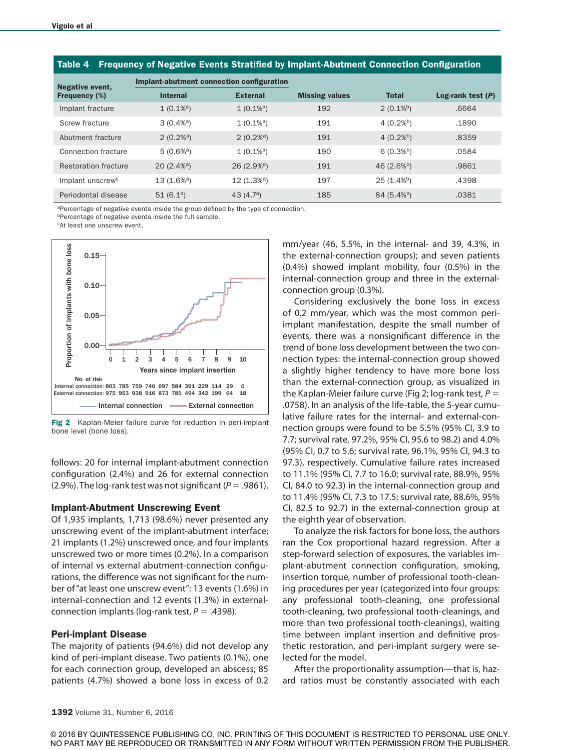**Table 4 Frequency of Negative Events Stratified by Implant-Abutment Connection Configuration**

| Negative event, Frequency (%) | Implant-abutment connection configuration | | | | |
|---|---|---|---|---|---|
| | Internal | External | Missing values | Total | Log-rank test (P) |
| Implant fracture | 1 (0.1%[a]) | 1 (0.1%[a]) | 192 | 2 (0.1%[b]) | .6664 |
| Screw fracture | 3 (0.4%[a]) | 1 (0.1%[a]) | 191 | 4 (0.2%[b]) | .1890 |
| Abutment fracture | 2 (0.2%[a]) | 2 (0.2%[a]) | 191 | 4 (0.2%[b]) | .8359 |
| Connection fracture | 5 (0.6%[a]) | 1 (0.1%[a]) | 190 | 6 (0.3%[b]) | .0584 |
| Restoration fracture | 20 (2.4%[a]) | 26 (2.9%[a]) | 191 | 46 (2.6%[b]) | .9861 |
| Implant unscrew[c] | 13 (1.6%[a]) | 12 (1.3%[a]) | 197 | 25 (1.4%[b]) | .4398 |
| Periodontal disease | 51 (6.1[a]) | 43 (4.7[a]) | 185 | 84 (5.4%[b]) | .0381 |

[a]Percentage of negative events inside the group defined by the type of connection.
[b]Percentage of negative events inside the full sample.
[c]At least one unscrew event.

Proportion of implants with bone loss
0.15
0.10
0.05
0.00
0 1 2 3 4 5 6 7 8 9 10
Years since implant insertion
No. at risk
Internal connection: 803 785 759 740 697 584 391 229 114 29 0
External connection: 975 953 938 916 873 785 494 342 199 64 18
Internal connection
External connection

**Fig 2** Kaplan-Meier failure curve for reduction in peri-implant bone level (bone loss).

follows: 20 for internal implant-abutment connection configuration (2.4%) and 26 for external connection (2.9%). The log-rank test was not significant ($P = .9861$).

### Implant-Abutment Unscrewing Event

Of 1,935 implants, 1,713 (98.6%) never presented any unscrewing event of the implant-abutment interface; 21 implants (1.2%) unscrewed once, and four implants unscrewed two or more times (0.2%). In a comparison of internal vs external abutment-connection configurations, the difference was not significant for the number of "at least one unscrew event": 13 events (1.6%) in internal-connection and 12 events (1.3%) in external-connection implants (log-rank test, $P = .4398$).

### Peri-implant Disease

The majority of patients (94.6%) did not develop any kind of peri-implant disease. Two patients (0.1%), one for each connection group, developed an abscess; 85 patients (4.7%) showed a bone loss in excess of 0.2 mm/year (46, 5.5%, in the internal- and 39, 4.3%, in the external-connection groups); and seven patients (0.4%) showed implant mobility, four (0.5%) in the internal-connection group and three in the external-connection group (0.3%).

Considering exclusively the bone loss in excess of 0.2 mm/year, which was the most common peri-implant manifestation, despite the small number of events, there was a nonsignificant difference in the trend of bone loss development between the two connection types: the internal-connection group showed a slightly higher tendency to have more bone loss than the external-connection group, as visualized in the Kaplan-Meier failure curve (Fig 2; log-rank test, $P = .0758$). In an analysis of the life-table, the 5-year cumulative failure rates for the internal- and external-connection groups were found to be 5.5% (95% CI, 3.9 to 7.7; survival rate, 97.2%, 95% CI, 95.6 to 98.2) and 4.0% (95% CI, 0.7 to 5.6; survival rate, 96.1%, 95% CI, 94.3 to 97.3), respectively. Cumulative failure rates increased to 11.1% (95% CI, 7.7 to 16.0; survival rate, 88.9%, 95% CI, 84.0 to 92.3) in the internal-connection group and to 11.4% (95% CI, 7.3 to 17.5; survival rate, 88.6%, 95% CI, 82.5 to 92.7) in the external-connection group at the eighth year of observation.

To analyze the risk factors for bone loss, the authors ran the Cox proportional hazard regression. After a step-forward selection of exposures, the variables implant-abutment connection configuration, smoking, insertion torque, number of professional tooth-cleaning procedures per year (categorized into four groups: any professional tooth-cleaning, one professional tooth-cleaning, two professional tooth-cleanings, and more than two professional tooth-cleanings), waiting time between implant insertion and definitive prosthetic restoration, and peri-implant surgery were selected for the model.

After the proportionality assumption—that is, hazard ratios must be constantly associated with each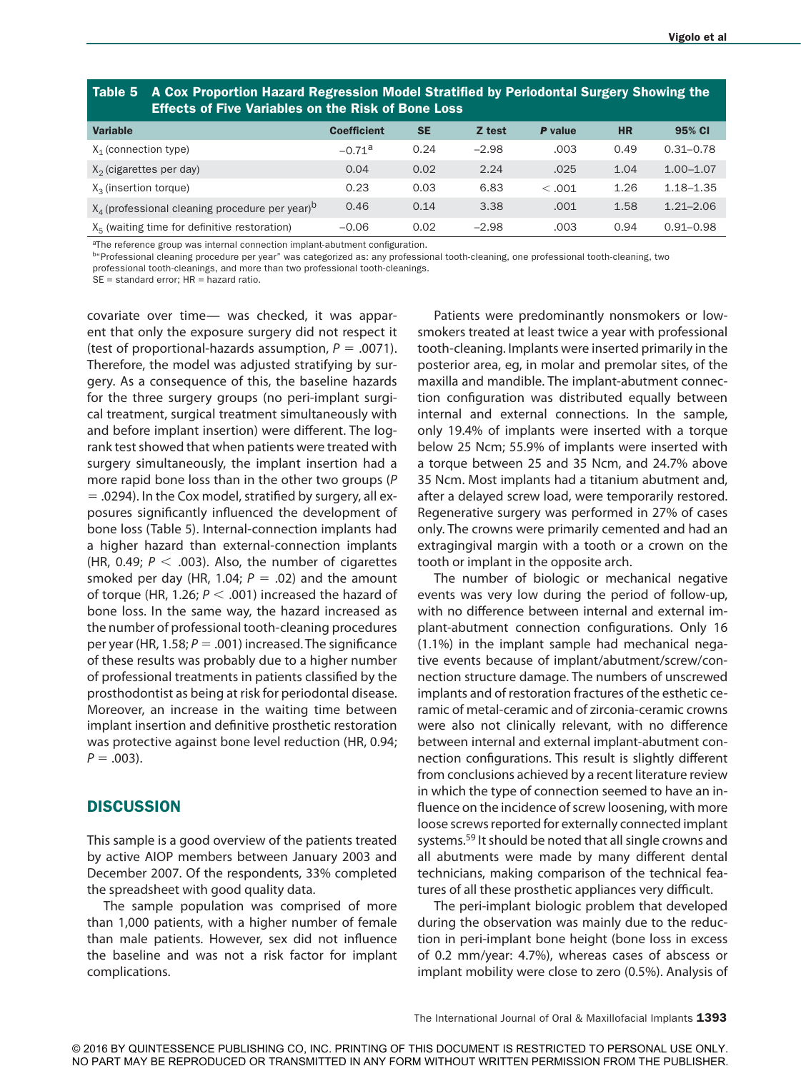**Table 5 A Cox Proportion Hazard Regression Model Stratified by Periodontal Surgery Showing the Effects of Five Variables on the Risk of Bone Loss**

| Variable | Coefficient | SE | Z test | *P* value | HR | 95% CI |
|---|---|---|---|---|---|---|
| $X_1$ (connection type) | –0.71[a] | 0.24 | –2.98 | .003 | 0.49 | 0.31–0.78 |
| $X_2$ (cigarettes per day) | 0.04 | 0.02 | 2.24 | .025 | 1.04 | 1.00–1.07 |
| $X_3$ (insertion torque) | 0.23 | 0.03 | 6.83 | < .001 | 1.26 | 1.18–1.35 |
| $X_4$ (professional cleaning procedure per year)[b] | 0.46 | 0.14 | 3.38 | .001 | 1.58 | 1.21–2.06 |
| $X_5$ (waiting time for definitive restoration) | –0.06 | 0.02 | –2.98 | .003 | 0.94 | 0.91–0.98 |

[a]The reference group was internal connection implant-abutment configuration.
[b]"Professional cleaning procedure per year" was categorized as: any professional tooth-cleaning, one professional tooth-cleaning, two professional tooth-cleanings, and more than two professional tooth-cleanings.
SE = standard error; HR = hazard ratio.

covariate over time— was checked, it was apparent that only the exposure surgery did not respect it (test of proportional-hazards assumption, $P = .0071$). Therefore, the model was adjusted stratifying by surgery. As a consequence of this, the baseline hazards for the three surgery groups (no peri-implant surgical treatment, surgical treatment simultaneously with and before implant insertion) were different. The log-rank test showed that when patients were treated with surgery simultaneously, the implant insertion had a more rapid bone loss than in the other two groups ($P = .0294$). In the Cox model, stratified by surgery, all exposures significantly influenced the development of bone loss (Table 5). Internal-connection implants had a higher hazard than external-connection implants (HR, 0.49; $P < .003$). Also, the number of cigarettes smoked per day (HR, 1.04; $P = .02$) and the amount of torque (HR, 1.26; $P < .001$) increased the hazard of bone loss. In the same way, the hazard increased as the number of professional tooth-cleaning procedures per year (HR, 1.58; $P = .001$) increased. The significance of these results was probably due to a higher number of professional treatments in patients classified by the prosthodontist as being at risk for periodontal disease. Moreover, an increase in the waiting time between implant insertion and definitive prosthetic restoration was protective against bone level reduction (HR, 0.94; $P = .003$).

## DISCUSSION

This sample is a good overview of the patients treated by active AIOP members between January 2003 and December 2007. Of the respondents, 33% completed the spreadsheet with good quality data.

The sample population was comprised of more than 1,000 patients, with a higher number of female than male patients. However, sex did not influence the baseline and was not a risk factor for implant complications.

Patients were predominantly nonsmokers or low-smokers treated at least twice a year with professional tooth-cleaning. Implants were inserted primarily in the posterior area, eg, in molar and premolar sites, of the maxilla and mandible. The implant-abutment connection configuration was distributed equally between internal and external connections. In the sample, only 19.4% of implants were inserted with a torque below 25 Ncm; 55.9% of implants were inserted with a torque between 25 and 35 Ncm, and 24.7% above 35 Ncm. Most implants had a titanium abutment and, after a delayed screw load, were temporarily restored. Regenerative surgery was performed in 27% of cases only. The crowns were primarily cemented and had an extragingival margin with a tooth or a crown on the tooth or implant in the opposite arch.

The number of biologic or mechanical negative events was very low during the period of follow-up, with no difference between internal and external implant-abutment connection configurations. Only 16 (1.1%) in the implant sample had mechanical negative events because of implant/abutment/screw/connection structure damage. The numbers of unscrewed implants and of restoration fractures of the esthetic ceramic of metal-ceramic and of zirconia-ceramic crowns were also not clinically relevant, with no difference between internal and external implant-abutment connection configurations. This result is slightly different from conclusions achieved by a recent literature review in which the type of connection seemed to have an influence on the incidence of screw loosening, with more loose screws reported for externally connected implant systems.[59] It should be noted that all single crowns and all abutments were made by many different dental technicians, making comparison of the technical features of all these prosthetic appliances very difficult.

The peri-implant biologic problem that developed during the observation was mainly due to the reduction in peri-implant bone height (bone loss in excess of 0.2 mm/year: 4.7%), whereas cases of abscess or implant mobility were close to zero (0.5%). Analysis of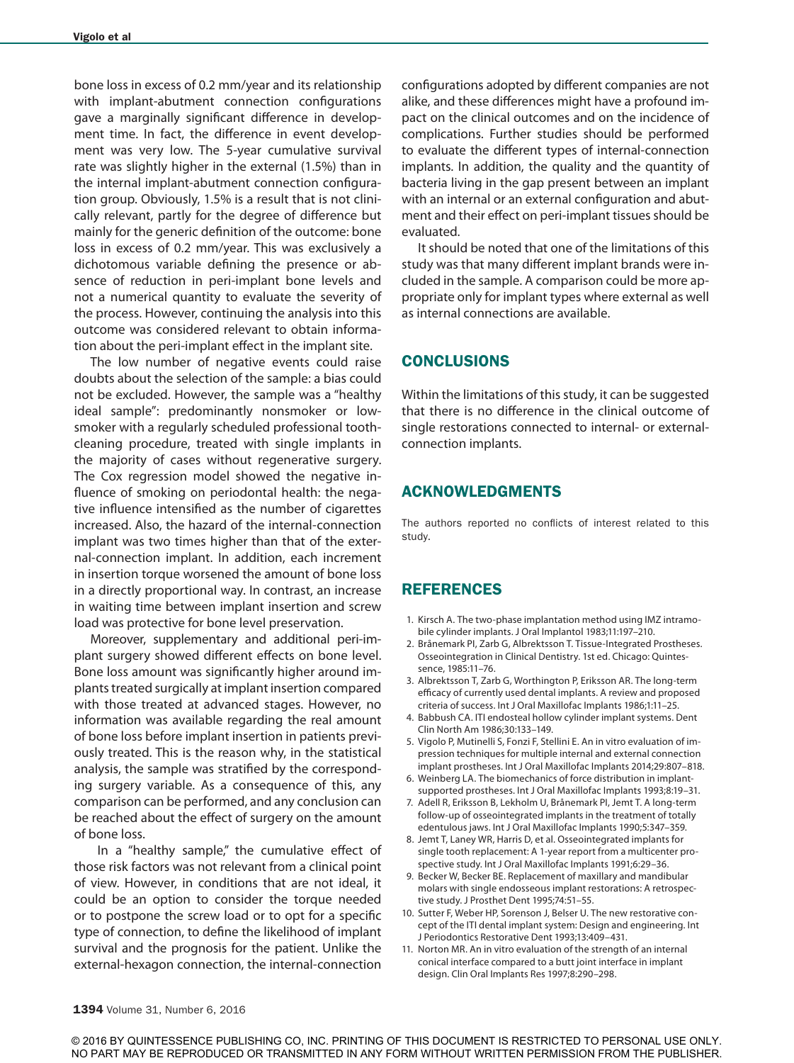bone loss in excess of 0.2 mm/year and its relationship with implant-abutment connection configurations gave a marginally significant difference in development time. In fact, the difference in event development was very low. The 5-year cumulative survival rate was slightly higher in the external (1.5%) than in the internal implant-abutment connection configuration group. Obviously, 1.5% is a result that is not clinically relevant, partly for the degree of difference but mainly for the generic definition of the outcome: bone loss in excess of 0.2 mm/year. This was exclusively a dichotomous variable defining the presence or absence of reduction in peri-implant bone levels and not a numerical quantity to evaluate the severity of the process. However, continuing the analysis into this outcome was considered relevant to obtain information about the peri-implant effect in the implant site.

The low number of negative events could raise doubts about the selection of the sample: a bias could not be excluded. However, the sample was a "healthy ideal sample": predominantly nonsmoker or low-smoker with a regularly scheduled professional tooth-cleaning procedure, treated with single implants in the majority of cases without regenerative surgery. The Cox regression model showed the negative influence of smoking on periodontal health: the negative influence intensified as the number of cigarettes increased. Also, the hazard of the internal-connection implant was two times higher than that of the external-connection implant. In addition, each increment in insertion torque worsened the amount of bone loss in a directly proportional way. In contrast, an increase in waiting time between implant insertion and screw load was protective for bone level preservation.

Moreover, supplementary and additional peri-implant surgery showed different effects on bone level. Bone loss amount was significantly higher around implants treated surgically at implant insertion compared with those treated at advanced stages. However, no information was available regarding the real amount of bone loss before implant insertion in patients previously treated. This is the reason why, in the statistical analysis, the sample was stratified by the corresponding surgery variable. As a consequence of this, any comparison can be performed, and any conclusion can be reached about the effect of surgery on the amount of bone loss.

In a "healthy sample," the cumulative effect of those risk factors was not relevant from a clinical point of view. However, in conditions that are not ideal, it could be an option to consider the torque needed or to postpone the screw load or to opt for a specific type of connection, to define the likelihood of implant survival and the prognosis for the patient. Unlike the external-hexagon connection, the internal-connection configurations adopted by different companies are not alike, and these differences might have a profound impact on the clinical outcomes and on the incidence of complications. Further studies should be performed to evaluate the different types of internal-connection implants. In addition, the quality and the quantity of bacteria living in the gap present between an implant with an internal or an external configuration and abutment and their effect on peri-implant tissues should be evaluated.

It should be noted that one of the limitations of this study was that many different implant brands were included in the sample. A comparison could be more appropriate only for implant types where external as well as internal connections are available.

## CONCLUSIONS

Within the limitations of this study, it can be suggested that there is no difference in the clinical outcome of single restorations connected to internal- or external-connection implants.

## ACKNOWLEDGMENTS

The authors reported no conflicts of interest related to this study.

## REFERENCES

1. Kirsch A. The two-phase implantation method using IMZ intramobile cylinder implants. J Oral Implantol 1983;11:197–210.
2. Brånemark PI, Zarb G, Albrektsson T. Tissue-Integrated Prostheses. Osseointegration in Clinical Dentistry. 1st ed. Chicago: Quintessence, 1985:11–76.
3. Albrektsson T, Zarb G, Worthington P, Eriksson AR. The long-term efficacy of currently used dental implants. A review and proposed criteria of success. Int J Oral Maxillofac Implants 1986;1:11–25.
4. Babbush CA. ITI endosteal hollow cylinder implant systems. Dent Clin North Am 1986;30:133–149.
5. Vigolo P, Mutinelli S, Fonzi F, Stellini E. An in vitro evaluation of impression techniques for multiple internal and external connection implant prostheses. Int J Oral Maxillofac Implants 2014;29:807–818.
6. Weinberg LA. The biomechanics of force distribution in implant-supported prostheses. Int J Oral Maxillofac Implants 1993;8:19–31.
7. Adell R, Eriksson B, Lekholm U, Brånemark PI, Jemt T. A long-term follow-up of osseointegrated implants in the treatment of totally edentulous jaws. Int J Oral Maxillofac Implants 1990;5:347–359.
8. Jemt T, Laney WR, Harris D, et al. Osseointegrated implants for single tooth replacement: A 1-year report from a multicenter prospective study. Int J Oral Maxillofac Implants 1991;6:29–36.
9. Becker W, Becker BE. Replacement of maxillary and mandibular molars with single endosseous implant restorations: A retrospective study. J Prosthet Dent 1995;74:51–55.
10. Sutter F, Weber HP, Sorenson J, Belser U. The new restorative concept of the ITI dental implant system: Design and engineering. Int J Periodontics Restorative Dent 1993;13:409–431.
11. Norton MR. An in vitro evaluation of the strength of an internal conical interface compared to a butt joint interface in implant design. Clin Oral Implants Res 1997;8:290–298.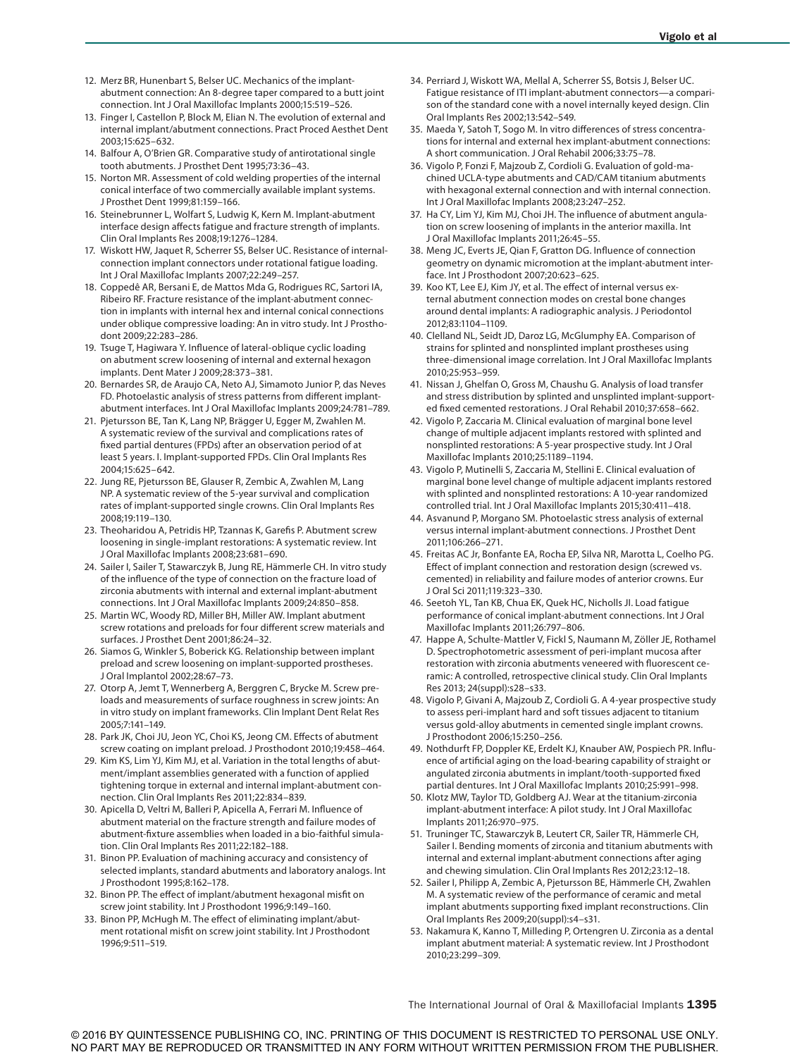12. Merz BR, Hunenbart S, Belser UC. Mechanics of the implant-abutment connection: An 8-degree taper compared to a butt joint connection. Int J Oral Maxillofac Implants 2000;15:519–526.
13. Finger I, Castellon P, Block M, Elian N. The evolution of external and internal implant/abutment connections. Pract Proced Aesthet Dent 2003;15:625–632.
14. Balfour A, O'Brien GR. Comparative study of antirotational single tooth abutments. J Prosthet Dent 1995;73:36–43.
15. Norton MR. Assessment of cold welding properties of the internal conical interface of two commercially available implant systems. J Prosthet Dent 1999;81:159–166.
16. Steinebrunner L, Wolfart S, Ludwig K, Kern M. Implant-abutment interface design affects fatigue and fracture strength of implants. Clin Oral Implants Res 2008;19:1276–1284.
17. Wiskott HW, Jaquet R, Scherrer SS, Belser UC. Resistance of internal-connection implant connectors under rotational fatigue loading. Int J Oral Maxillofac Implants 2007;22:249–257.
18. Coppedê AR, Bersani E, de Mattos Mda G, Rodrigues RC, Sartori IA, Ribeiro RF. Fracture resistance of the implant-abutment connection in implants with internal hex and internal conical connections under oblique compressive loading: An in vitro study. Int J Prosthodont 2009;22:283–286.
19. Tsuge T, Hagiwara Y. Influence of lateral-oblique cyclic loading on abutment screw loosening of internal and external hexagon implants. Dent Mater J 2009;28:373–381.
20. Bernardes SR, de Araujo CA, Neto AJ, Simamoto Junior P, das Neves FD. Photoelastic analysis of stress patterns from different implant-abutment interfaces. Int J Oral Maxillofac Implants 2009;24:781–789.
21. Pjetursson BE, Tan K, Lang NP, Brägger U, Egger M, Zwahlen M. A systematic review of the survival and complications rates of fixed partial dentures (FPDs) after an observation period of at least 5 years. I. Implant-supported FPDs. Clin Oral Implants Res 2004;15:625–642.
22. Jung RE, Pjetursson BE, Glauser R, Zembic A, Zwahlen M, Lang NP. A systematic review of the 5-year survival and complication rates of implant-supported single crowns. Clin Oral Implants Res 2008;19:119–130.
23. Theoharidou A, Petridis HP, Tzannas K, Garefis P. Abutment screw loosening in single-implant restorations: A systematic review. Int J Oral Maxillofac Implants 2008;23:681–690.
24. Sailer I, Sailer T, Stawarczyk B, Jung RE, Hämmerle CH. In vitro study of the influence of the type of connection on the fracture load of zirconia abutments with internal and external implant-abutment connections. Int J Oral Maxillofac Implants 2009;24:850–858.
25. Martin WC, Woody RD, Miller BH, Miller AW. Implant abutment screw rotations and preloads for four different screw materials and surfaces. J Prosthet Dent 2001;86:24–32.
26. Siamos G, Winkler S, Boberick KG. Relationship between implant preload and screw loosening on implant-supported prostheses. J Oral Implantol 2002;28:67–73.
27. Otorp A, Jemt T, Wennerberg A, Berggren C, Brycke M. Screw preloads and measurements of surface roughness in screw joints: An in vitro study on implant frameworks. Clin Implant Dent Relat Res 2005;7:141–149.
28. Park JK, Choi JU, Jeon YC, Choi KS, Jeong CM. Effects of abutment screw coating on implant preload. J Prosthodont 2010;19:458–464.
29. Kim KS, Lim YJ, Kim MJ, et al. Variation in the total lengths of abutment/implant assemblies generated with a function of applied tightening torque in external and internal implant-abutment connection. Clin Oral Implants Res 2011;22:834–839.
30. Apicella D, Veltri M, Balleri P, Apicella A, Ferrari M. Influence of abutment material on the fracture strength and failure modes of abutment-fixture assemblies when loaded in a bio-faithful simulation. Clin Oral Implants Res 2011;22:182–188.
31. Binon PP. Evaluation of machining accuracy and consistency of selected implants, standard abutments and laboratory analogs. Int J Prosthodont 1995;8:162–178.
32. Binon PP. The effect of implant/abutment hexagonal misfit on screw joint stability. Int J Prosthodont 1996;9:149–160.
33. Binon PP, McHugh M. The effect of eliminating implant/abutment rotational misfit on screw joint stability. Int J Prosthodont 1996;9:511–519.
34. Perriard J, Wiskott WA, Mellal A, Scherrer SS, Botsis J, Belser UC. Fatigue resistance of ITI implant-abutment connectors—a comparison of the standard cone with a novel internally keyed design. Clin Oral Implants Res 2002;13:542–549.
35. Maeda Y, Satoh T, Sogo M. In vitro differences of stress concentrations for internal and external hex implant-abutment connections: A short communication. J Oral Rehabil 2006;33:75–78.
36. Vigolo P, Fonzi F, Majzoub Z, Cordioli G. Evaluation of gold-machined UCLA-type abutments and CAD/CAM titanium abutments with hexagonal external connection and with internal connection. Int J Oral Maxillofac Implants 2008;23:247–252.
37. Ha CY, Lim YJ, Kim MJ, Choi JH. The influence of abutment angulation on screw loosening of implants in the anterior maxilla. Int J Oral Maxillofac Implants 2011;26:45–55.
38. Meng JC, Everts JE, Qian F, Gratton DG. Influence of connection geometry on dynamic micromotion at the implant-abutment interface. Int J Prosthodont 2007;20:623–625.
39. Koo KT, Lee EJ, Kim JY, et al. The effect of internal versus external abutment connection modes on crestal bone changes around dental implants: A radiographic analysis. J Periodontol 2012;83:1104–1109.
40. Clelland NL, Seidt JD, Daroz LG, McGlumphy EA. Comparison of strains for splinted and nonsplinted implant prostheses using three-dimensional image correlation. Int J Oral Maxillofac Implants 2010;25:953–959.
41. Nissan J, Ghelfan O, Gross M, Chaushu G. Analysis of load transfer and stress distribution by splinted and unsplinted implant-supported fixed cemented restorations. J Oral Rehabil 2010;37:658–662.
42. Vigolo P, Zaccaria M. Clinical evaluation of marginal bone level change of multiple adjacent implants restored with splinted and nonsplinted restorations: A 5-year prospective study. Int J Oral Maxillofac Implants 2010;25:1189–1194.
43. Vigolo P, Mutinelli S, Zaccaria M, Stellini E. Clinical evaluation of marginal bone level change of multiple adjacent implants restored with splinted and nonsplinted restorations: A 10-year randomized controlled trial. Int J Oral Maxillofac Implants 2015;30:411–418.
44. Asvanund P, Morgano SM. Photoelastic stress analysis of external versus internal implant-abutment connections. J Prosthet Dent 2011;106:266–271.
45. Freitas AC Jr, Bonfante EA, Rocha EP, Silva NR, Marotta L, Coelho PG. Effect of implant connection and restoration design (screwed vs. cemented) in reliability and failure modes of anterior crowns. Eur J Oral Sci 2011;119:323–330.
46. Seetoh YL, Tan KB, Chua EK, Quek HC, Nicholls JI. Load fatigue performance of conical implant-abutment connections. Int J Oral Maxillofac Implants 2011;26:797–806.
47. Happe A, Schulte-Mattler V, Fickl S, Naumann M, Zöller JE, Rothamel D. Spectrophotometric assessment of peri-implant mucosa after restoration with zirconia abutments veneered with fluorescent ceramic: A controlled, retrospective clinical study. Clin Oral Implants Res 2013; 24(suppl):s28–s33.
48. Vigolo P, Givani A, Majzoub Z, Cordioli G. A 4-year prospective study to assess peri-implant hard and soft tissues adjacent to titanium versus gold-alloy abutments in cemented single implant crowns. J Prosthodont 2006;15:250–256.
49. Nothdurft FP, Doppler KE, Erdelt KJ, Knauber AW, Pospiech PR. Influence of artificial aging on the load-bearing capability of straight or angulated zirconia abutments in implant/tooth-supported fixed partial dentures. Int J Oral Maxillofac Implants 2010;25:991–998.
50. Klotz MW, Taylor TD, Goldberg AJ. Wear at the titanium-zirconia implant-abutment interface: A pilot study. Int J Oral Maxillofac Implants 2011;26:970–975.
51. Truninger TC, Stawarczyk B, Leutert CR, Sailer TR, Hämmerle CH, Sailer I. Bending moments of zirconia and titanium abutments with internal and external implant-abutment connections after aging and chewing simulation. Clin Oral Implants Res 2012;23:12–18.
52. Sailer I, Philipp A, Zembic A, Pjetursson BE, Hämmerle CH, Zwahlen M. A systematic review of the performance of ceramic and metal implant abutments supporting fixed implant reconstructions. Clin Oral Implants Res 2009;20(suppl):s4–s31.
53. Nakamura K, Kanno T, Milleding P, Ortengren U. Zirconia as a dental implant abutment material: A systematic review. Int J Prosthodont 2010;23:299–309.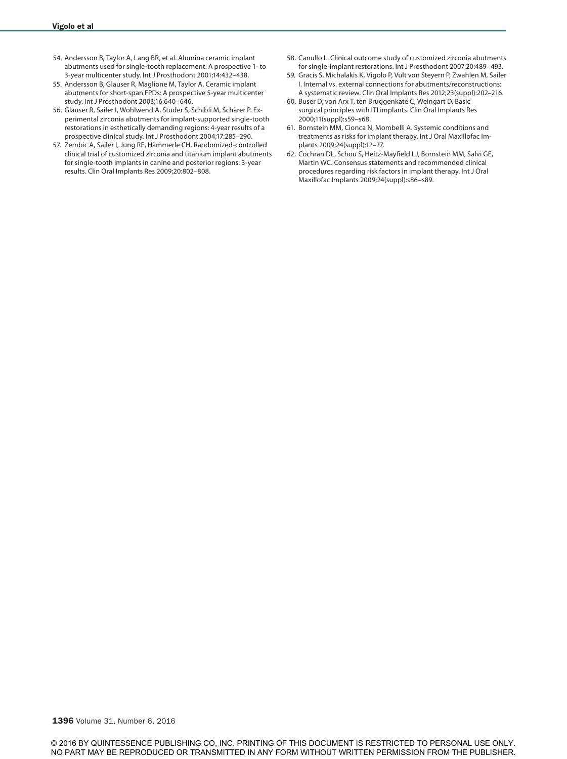54. Andersson B, Taylor A, Lang BR, et al. Alumina ceramic implant abutments used for single-tooth replacement: A prospective 1- to 3-year multicenter study. Int J Prosthodont 2001;14:432–438.
55. Andersson B, Glauser R, Maglione M, Taylor A. Ceramic implant abutments for short-span FPDs: A prospective 5-year multicenter study. Int J Prosthodont 2003;16:640–646.
56. Glauser R, Sailer I, Wohlwend A, Studer S, Schibli M, Schärer P. Experimental zirconia abutments for implant-supported single-tooth restorations in esthetically demanding regions: 4-year results of a prospective clinical study. Int J Prosthodont 2004;17:285–290.
57. Zembic A, Sailer I, Jung RE, Hämmerle CH. Randomized-controlled clinical trial of customized zirconia and titanium implant abutments for single-tooth implants in canine and posterior regions: 3-year results. Clin Oral Implants Res 2009;20:802–808.
58. Canullo L. Clinical outcome study of customized zirconia abutments for single-implant restorations. Int J Prosthodont 2007;20:489–493.
59. Gracis S, Michalakis K, Vigolo P, Vult von Steyern P, Zwahlen M, Sailer I. Internal vs. external connections for abutments/reconstructions: A systematic review. Clin Oral Implants Res 2012;23(suppl):202–216.
60. Buser D, von Arx T, ten Bruggenkate C, Weingart D. Basic surgical principles with ITI implants. Clin Oral Implants Res 2000;11(suppl):s59–s68.
61. Bornstein MM, Cionca N, Mombelli A. Systemic conditions and treatments as risks for implant therapy. Int J Oral Maxillofac Implants 2009;24(suppl):12–27.
62. Cochran DL, Schou S, Heitz-Mayfield LJ, Bornstein MM, Salvi GE, Martin WC. Consensus statements and recommended clinical procedures regarding risk factors in implant therapy. Int J Oral Maxillofac Implants 2009;24(suppl):s86–s89.